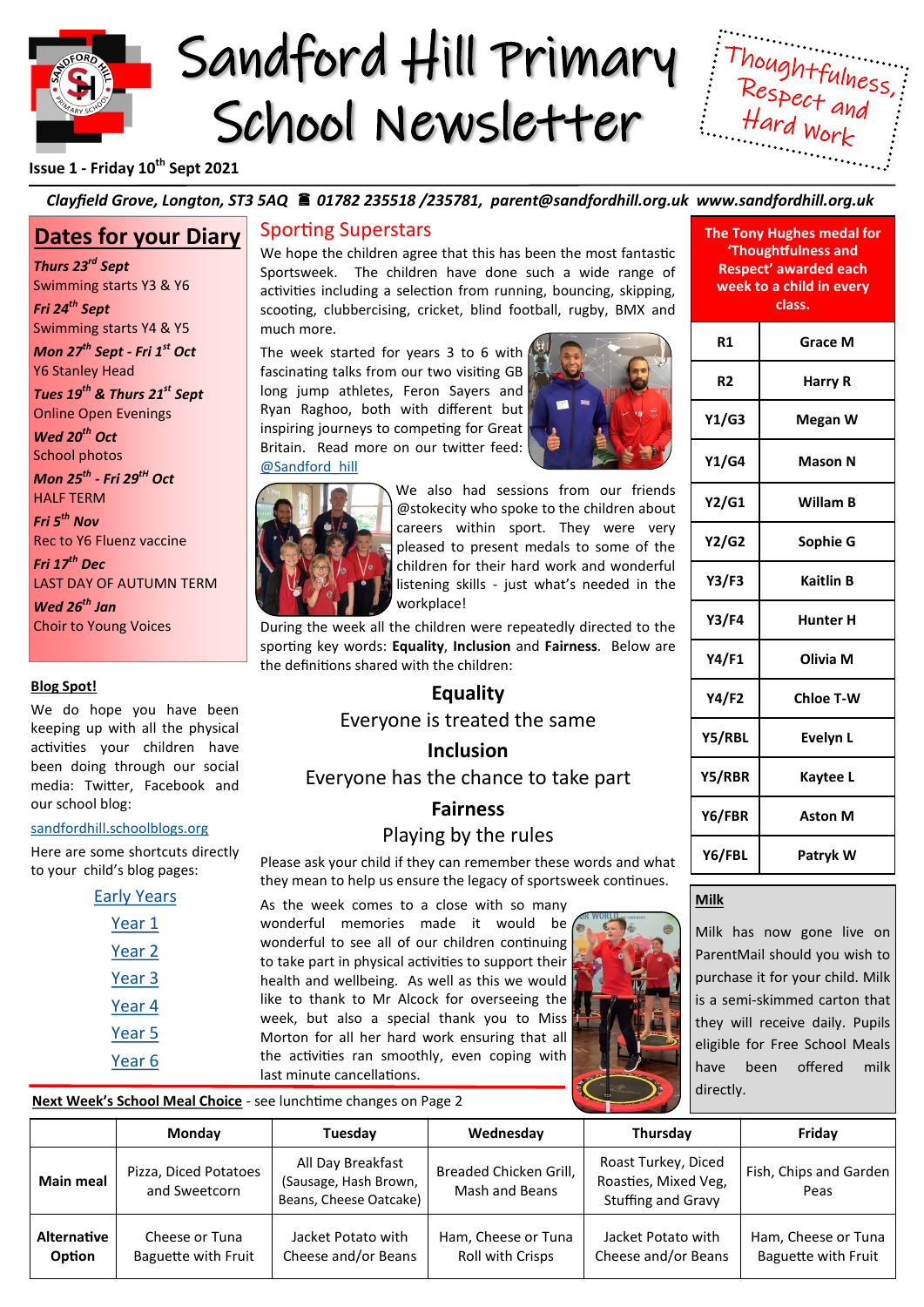# Sandford Hill Primary School Newsletter

Thoughtfulness, Respect and Hard Work

**Issue 1 - Friday 10th Sept 2021**

***Clayfield Grove, Longton, ST3 5AQ ☎ 01782 235518 /235781, parent@sandfordhill.org.uk www.sandfordhill.org.uk***

## Dates for your Diary

***Thurs 23rd Sept***
Swimming starts Y3 & Y6

***Fri 24th Sept***
Swimming starts Y4 & Y5

***Mon 27th Sept - Fri 1st Oct***
Y6 Stanley Head

***Tues 19th & Thurs 21st Sept***
Online Open Evenings

***Wed 20th Oct***
School photos

***Mon 25th - Fri 29th Oct***
HALF TERM

***Fri 5th Nov***
Rec to Y6 Fluenz vaccine

***Fri 17th Dec***
LAST DAY OF AUTUMN TERM

***Wed 26th Jan***
Choir to Young Voices

**Blog Spot!**

We do hope you have been keeping up with all the physical activities your children have been doing through our social media: Twitter, Facebook and our school blog:

sandfordhill.schoolblogs.org

Here are some shortcuts directly to your child's blog pages:

- Early Years
- Year 1
- Year 2
- Year 3
- Year 4
- Year 5
- Year 6

## Sporting Superstars

We hope the children agree that this has been the most fantastic Sportsweek. The children have done such a wide range of activities including a selection from running, bouncing, skipping, scooting, clubbercising, cricket, blind football, rugby, BMX and much more.

The week started for years 3 to 6 with fascinating talks from our two visiting GB long jump athletes, Feron Sayers and Ryan Raghoo, both with different but inspiring journeys to competing for Great Britain. Read more on our twitter feed: @Sandford_hill

We also had sessions from our friends @stokecity who spoke to the children about careers within sport. They were very pleased to present medals to some of the children for their hard work and wonderful listening skills - just what's needed in the workplace!

During the week all the children were repeatedly directed to the sporting key words: **Equality**, **Inclusion** and **Fairness**. Below are the definitions shared with the children:

**Equality**
Everyone is treated the same

**Inclusion**
Everyone has the chance to take part

**Fairness**
Playing by the rules

Please ask your child if they can remember these words and what they mean to help us ensure the legacy of sportsweek continues.

As the week comes to a close with so many wonderful memories made it would be wonderful to see all of our children continuing to take part in physical activities to support their health and wellbeing. As well as this we would like to thank to Mr Alcock for overseeing the week, but also a special thank you to Miss Morton for all her hard work ensuring that all the activities ran smoothly, even coping with last minute cancellations.

**The Tony Hughes medal for 'Thoughtfulness and Respect' awarded each week to a child in every class.**

| Class | Name |
|---|---|
| R1 | Grace M |
| R2 | Harry R |
| Y1/G3 | Megan W |
| Y1/G4 | Mason N |
| Y2/G1 | Willam B |
| Y2/G2 | Sophie G |
| Y3/F3 | Kaitlin B |
| Y3/F4 | Hunter H |
| Y4/F1 | Olivia M |
| Y4/F2 | Chloe T-W |
| Y5/RBL | Evelyn L |
| Y5/RBR | Kaytee L |
| Y6/FBR | Aston M |
| Y6/FBL | Patryk W |

**Milk**

Milk has now gone live on ParentMail should you wish to purchase it for your child. Milk is a semi-skimmed carton that they will receive daily. Pupils eligible for Free School Meals have been offered milk directly.

**Next Week's School Meal Choice** - see lunchtime changes on Page 2

| | Monday | Tuesday | Wednesday | Thursday | Friday |
|---|---|---|---|---|---|
| **Main meal** | Pizza, Diced Potatoes and Sweetcorn | All Day Breakfast (Sausage, Hash Brown, Beans, Cheese Oatcake) | Breaded Chicken Grill, Mash and Beans | Roast Turkey, Diced Roasties, Mixed Veg, Stuffing and Gravy | Fish, Chips and Garden Peas |
| **Alternative Option** | Cheese or Tuna Baguette with Fruit | Jacket Potato with Cheese and/or Beans | Ham, Cheese or Tuna Roll with Crisps | Jacket Potato with Cheese and/or Beans | Ham, Cheese or Tuna Baguette with Fruit |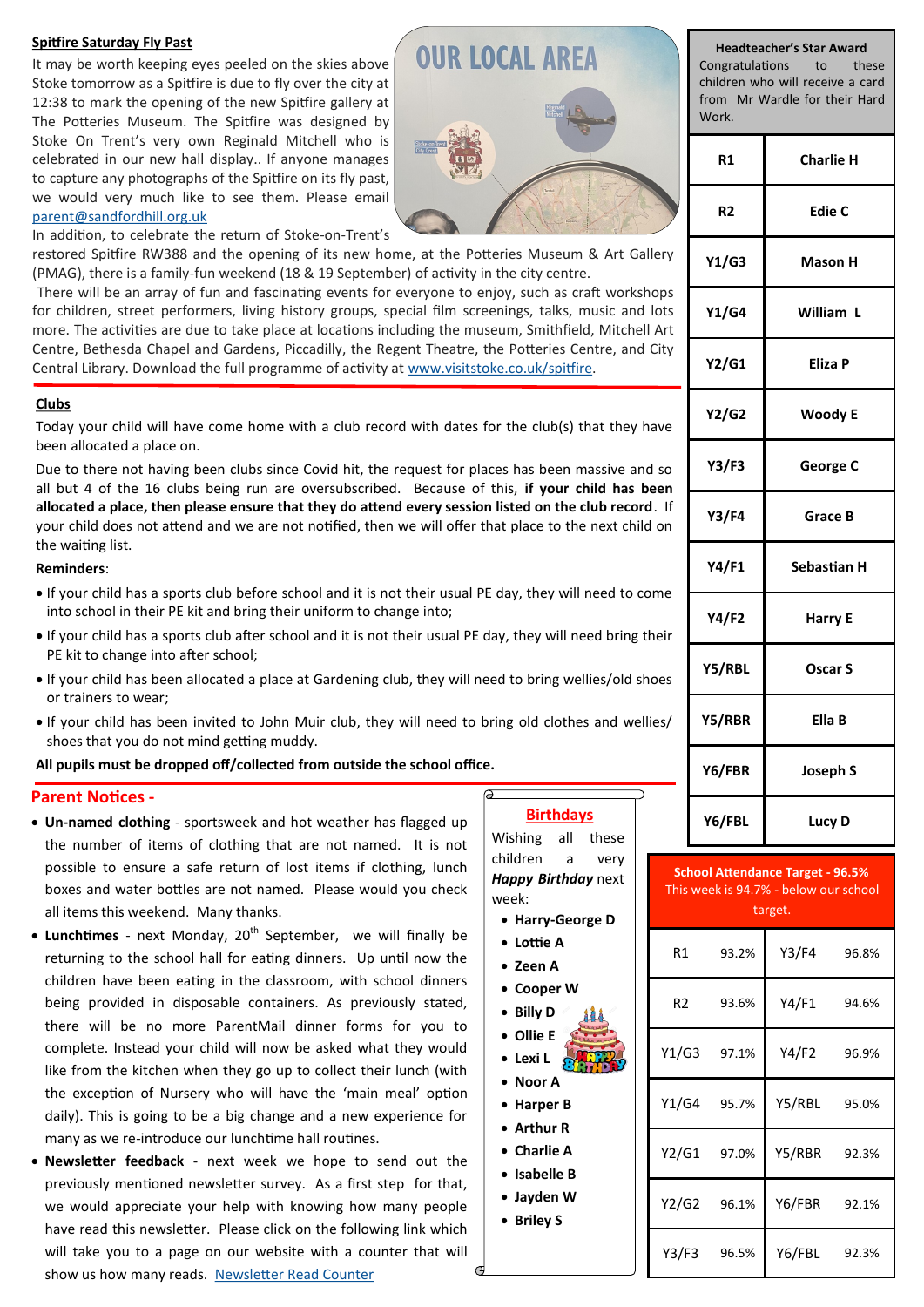## Spitfire Saturday Fly Past

It may be worth keeping eyes peeled on the skies above Stoke tomorrow as a Spitfire is due to fly over the city at 12:38 to mark the opening of the new Spitfire gallery at The Potteries Museum. The Spitfire was designed by Stoke On Trent's very own Reginald Mitchell who is celebrated in our new hall display.. If anyone manages to capture any photographs of the Spitfire on its fly past, we would very much like to see them. Please email parent@sandfordhill.org.uk

In addition, to celebrate the return of Stoke-on-Trent's restored Spitfire RW388 and the opening of its new home, at the Potteries Museum & Art Gallery (PMAG), there is a family-fun weekend (18 & 19 September) of activity in the city centre.

There will be an array of fun and fascinating events for everyone to enjoy, such as craft workshops for children, street performers, living history groups, special film screenings, talks, music and lots more. The activities are due to take place at locations including the museum, Smithfield, Mitchell Art Centre, Bethesda Chapel and Gardens, Piccadilly, the Regent Theatre, the Potteries Centre, and City Central Library. Download the full programme of activity at www.visitstoke.co.uk/spitfire.

## Clubs

Today your child will have come home with a club record with dates for the club(s) that they have been allocated a place on.

Due to there not having been clubs since Covid hit, the request for places has been massive and so all but 4 of the 16 clubs being run are oversubscribed. Because of this, **if your child has been allocated a place, then please ensure that they do attend every session listed on the club record**. If your child does not attend and we are not notified, then we will offer that place to the next child on the waiting list.

**Reminders**:

- If your child has a sports club before school and it is not their usual PE day, they will need to come into school in their PE kit and bring their uniform to change into;
- If your child has a sports club after school and it is not their usual PE day, they will need bring their PE kit to change into after school;
- If your child has been allocated a place at Gardening club, they will need to bring wellies/old shoes or trainers to wear;
- If your child has been invited to John Muir club, they will need to bring old clothes and wellies/ shoes that you do not mind getting muddy.

**All pupils must be dropped off/collected from outside the school office.**

## Parent Notices -

- **Un-named clothing** - sportsweek and hot weather has flagged up the number of items of clothing that are not named. It is not possible to ensure a safe return of lost items if clothing, lunch boxes and water bottles are not named. Please would you check all items this weekend. Many thanks.
- **Lunchtimes** - next Monday, 20th September, we will finally be returning to the school hall for eating dinners. Up until now the children have been eating in the classroom, with school dinners being provided in disposable containers. As previously stated, there will be no more ParentMail dinner forms for you to complete. Instead your child will now be asked what they would like from the kitchen when they go up to collect their lunch (with the exception of Nursery who will have the 'main meal' option daily). This is going to be a big change and a new experience for many as we re-introduce our lunchtime hall routines.
- **Newsletter feedback** - next week we hope to send out the previously mentioned newsletter survey. As a first step for that, we would appreciate your help with knowing how many people have read this newsletter. Please click on the following link which will take you to a page on our website with a counter that will show us how many reads. Newsletter Read Counter

## Birthdays

Wishing all these children a very *Happy Birthday* next week:

- **Harry-George D**
- **Lottie A**
- **Zeen A**
- **Cooper W**
- **Billy D**
- **Ollie E**
- **Lexi L**
- **Noor A**
- **Harper B**
- **Arthur R**
- **Charlie A**
- **Isabelle B**
- **Jayden W**
- **Briley S**

## Headteacher's Star Award

Congratulations to these children who will receive a card from Mr Wardle for their Hard Work.

| | |
|---|---|
| **R1** | **Charlie H** |
| **R2** | **Edie C** |
| **Y1/G3** | **Mason H** |
| **Y1/G4** | **William L** |
| **Y2/G1** | **Eliza P** |
| **Y2/G2** | **Woody E** |
| **Y3/F3** | **George C** |
| **Y3/F4** | **Grace B** |
| **Y4/F1** | **Sebastian H** |
| **Y4/F2** | **Harry E** |
| **Y5/RBL** | **Oscar S** |
| **Y5/RBR** | **Ella B** |
| **Y6/FBR** | **Joseph S** |
| **Y6/FBL** | **Lucy D** |

## School Attendance Target - 96.5%

This week is 94.7% - below our school target.

| | | | |
|---|---|---|---|
| R1 | 93.2% | Y3/F4 | 96.8% |
| R2 | 93.6% | Y4/F1 | 94.6% |
| Y1/G3 | 97.1% | Y4/F2 | 96.9% |
| Y1/G4 | 95.7% | Y5/RBL | 95.0% |
| Y2/G1 | 97.0% | Y5/RBR | 92.3% |
| Y2/G2 | 96.1% | Y6/FBR | 92.1% |
| Y3/F3 | 96.5% | Y6/FBL | 92.3% |